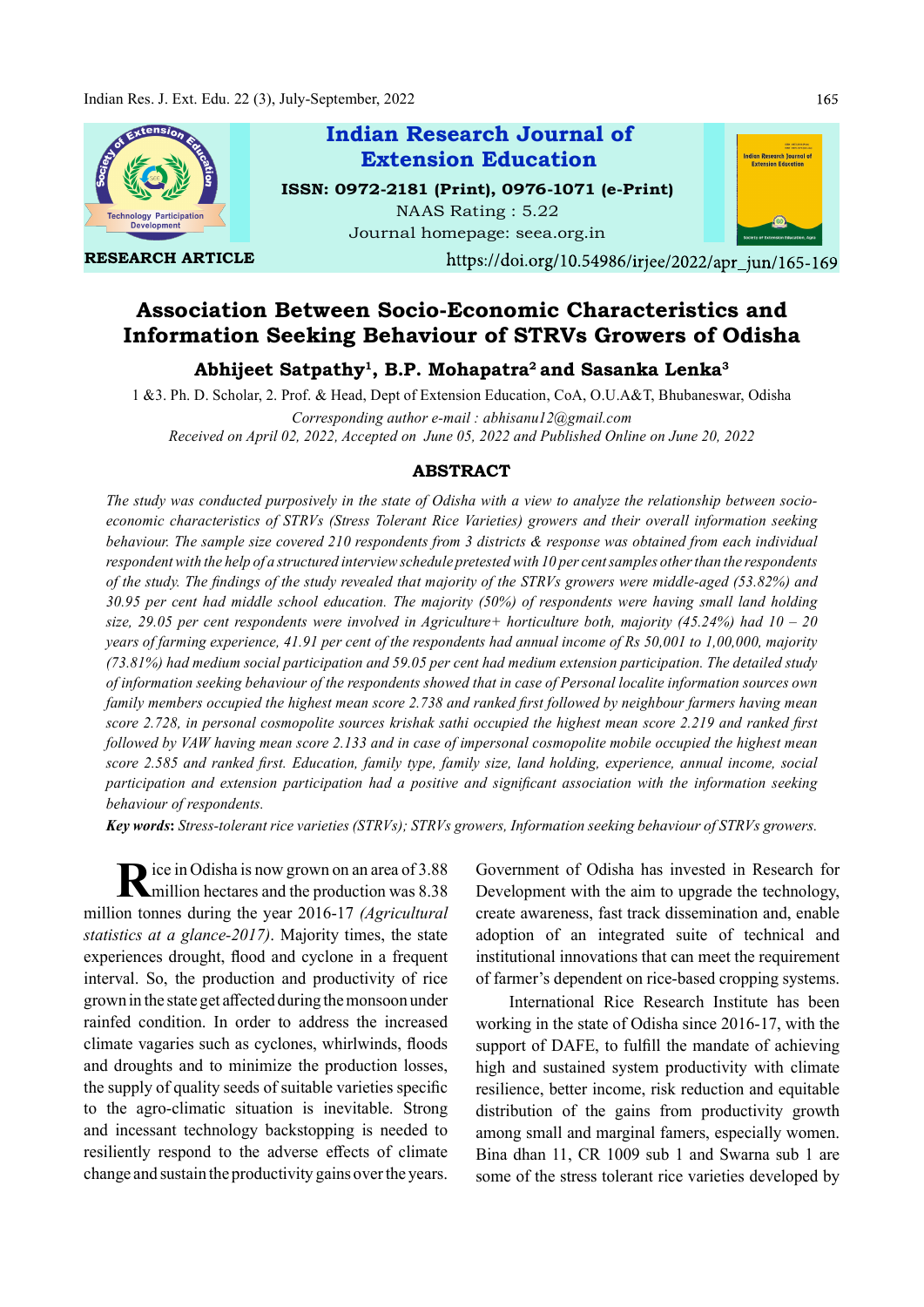Indian Research Journal of Extension Education

ISSN: 0972-2181 (Print), 0976-1071 (e-Print)

NAAS Rating : 5.22

Journal homepage: seea.org.in

RESEARCH ARTICLE

https://doi.org/10.54986/irjee/2022/apr_jun/165-169

# Association Between Socio-Economic Characteristics and Information Seeking Behaviour of STRVs Growers of Odisha

**Abhijeet Satpathy[1], B.P. Mohapatra[2] and Sasanka Lenka[3]**

1 &3. Ph. D. Scholar, 2. Prof. & Head, Dept of Extension Education, CoA, O.U.A&T, Bhubaneswar, Odisha

*Corresponding author e-mail : abhisanu12@gmail.com*

*Received on April 02, 2022, Accepted on June 05, 2022 and Published Online on June 20, 2022*

## ABSTRACT

*The study was conducted purposively in the state of Odisha with a view to analyze the relationship between socio-economic characteristics of STRVs (Stress Tolerant Rice Varieties) growers and their overall information seeking behaviour. The sample size covered 210 respondents from 3 districts & response was obtained from each individual respondent with the help of a structured interview schedule pretested with 10 per cent samples other than the respondents of the study. The findings of the study revealed that majority of the STRVs growers were middle-aged (53.82%) and 30.95 per cent had middle school education. The majority (50%) of respondents were having small land holding size, 29.05 per cent respondents were involved in Agriculture+ horticulture both, majority (45.24%) had 10 – 20 years of farming experience, 41.91 per cent of the respondents had annual income of Rs 50,001 to 1,00,000, majority (73.81%) had medium social participation and 59.05 per cent had medium extension participation. The detailed study of information seeking behaviour of the respondents showed that in case of Personal localite information sources own family members occupied the highest mean score 2.738 and ranked first followed by neighbour farmers having mean score 2.728, in personal cosmopolite sources krishak sathi occupied the highest mean score 2.219 and ranked first followed by VAW having mean score 2.133 and in case of impersonal cosmopolite mobile occupied the highest mean score 2.585 and ranked first. Education, family type, family size, land holding, experience, annual income, social participation and extension participation had a positive and significant association with the information seeking behaviour of respondents.*

**Key words**: *Stress-tolerant rice varieties (STRVs); STRVs growers, Information seeking behaviour of STRVs growers.*

Rice in Odisha is now grown on an area of 3.88 million hectares and the production was 8.38 million tonnes during the year 2016-17 *(Agricultural statistics at a glance-2017)*. Majority times, the state experiences drought, flood and cyclone in a frequent interval. So, the production and productivity of rice grown in the state get affected during the monsoon under rainfed condition. In order to address the increased climate vagaries such as cyclones, whirlwinds, floods and droughts and to minimize the production losses, the supply of quality seeds of suitable varieties specific to the agro-climatic situation is inevitable. Strong and incessant technology backstopping is needed to resiliently respond to the adverse effects of climate change and sustain the productivity gains over the years. Government of Odisha has invested in Research for Development with the aim to upgrade the technology, create awareness, fast track dissemination and, enable adoption of an integrated suite of technical and institutional innovations that can meet the requirement of farmer's dependent on rice-based cropping systems.

International Rice Research Institute has been working in the state of Odisha since 2016-17, with the support of DAFE, to fulfill the mandate of achieving high and sustained system productivity with climate resilience, better income, risk reduction and equitable distribution of the gains from productivity growth among small and marginal famers, especially women. Bina dhan 11, CR 1009 sub 1 and Swarna sub 1 are some of the stress tolerant rice varieties developed by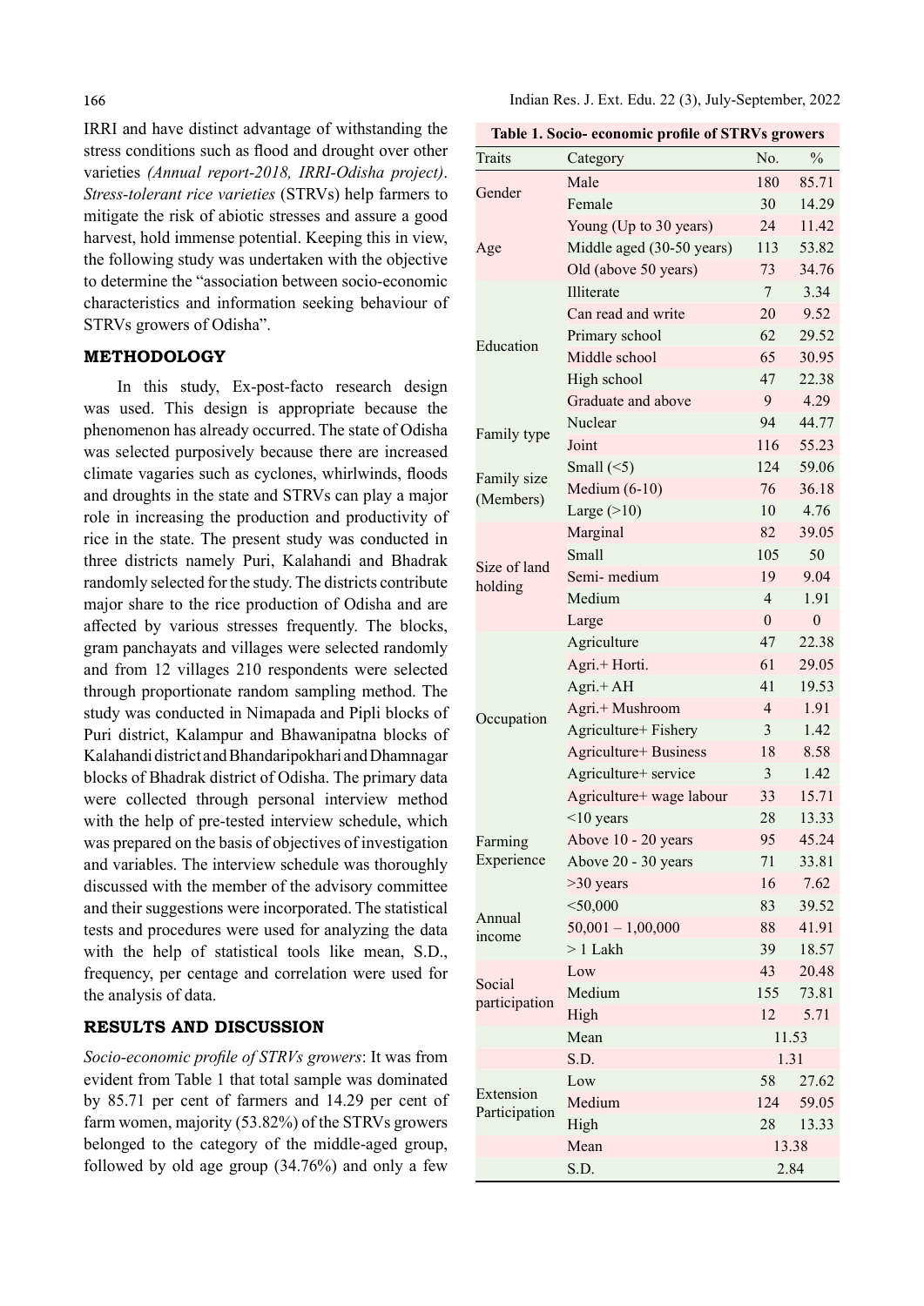IRRI and have distinct advantage of withstanding the stress conditions such as flood and drought over other varieties *(Annual report-2018, IRRI-Odisha project)*. *Stress-tolerant rice varieties* (STRVs) help farmers to mitigate the risk of abiotic stresses and assure a good harvest, hold immense potential. Keeping this in view, the following study was undertaken with the objective to determine the "association between socio-economic characteristics and information seeking behaviour of STRVs growers of Odisha".

## METHODOLOGY

In this study, Ex-post-facto research design was used. This design is appropriate because the phenomenon has already occurred. The state of Odisha was selected purposively because there are increased climate vagaries such as cyclones, whirlwinds, floods and droughts in the state and STRVs can play a major role in increasing the production and productivity of rice in the state. The present study was conducted in three districts namely Puri, Kalahandi and Bhadrak randomly selected for the study. The districts contribute major share to the rice production of Odisha and are affected by various stresses frequently. The blocks, gram panchayats and villages were selected randomly and from 12 villages 210 respondents were selected through proportionate random sampling method. The study was conducted in Nimapada and Pipli blocks of Puri district, Kalampur and Bhawanipatna blocks of Kalahandi district and Bhandaripokhari and Dhamnagar blocks of Bhadrak district of Odisha. The primary data were collected through personal interview method with the help of pre-tested interview schedule, which was prepared on the basis of objectives of investigation and variables. The interview schedule was thoroughly discussed with the member of the advisory committee and their suggestions were incorporated. The statistical tests and procedures were used for analyzing the data with the help of statistical tools like mean, S.D., frequency, per centage and correlation were used for the analysis of data.

## RESULTS AND DISCUSSION

*Socio-economic profile of STRVs growers*: It was from evident from Table 1 that total sample was dominated by 85.71 per cent of farmers and 14.29 per cent of farm women, majority (53.82%) of the STRVs growers belonged to the category of the middle-aged group, followed by old age group (34.76%) and only a few

**Table 1. Socio- economic profile of STRVs growers**

| Traits | Category | No. | % |
|---|---|---|---|
| Gender | Male | 180 | 85.71 |
| | Female | 30 | 14.29 |
| Age | Young (Up to 30 years) | 24 | 11.42 |
| | Middle aged (30-50 years) | 113 | 53.82 |
| | Old (above 50 years) | 73 | 34.76 |
| Education | Illiterate | 7 | 3.34 |
| | Can read and write | 20 | 9.52 |
| | Primary school | 62 | 29.52 |
| | Middle school | 65 | 30.95 |
| | High school | 47 | 22.38 |
| | Graduate and above | 9 | 4.29 |
| Family type | Nuclear | 94 | 44.77 |
| | Joint | 116 | 55.23 |
| Family size (Members) | Small (<5) | 124 | 59.06 |
| | Medium (6-10) | 76 | 36.18 |
| | Large (>10) | 10 | 4.76 |
| Size of land holding | Marginal | 82 | 39.05 |
| | Small | 105 | 50 |
| | Semi- medium | 19 | 9.04 |
| | Medium | 4 | 1.91 |
| | Large | 0 | 0 |
| Occupation | Agriculture | 47 | 22.38 |
| | Agri.+ Horti. | 61 | 29.05 |
| | Agri.+ AH | 41 | 19.53 |
| | Agri.+ Mushroom | 4 | 1.91 |
| | Agriculture+ Fishery | 3 | 1.42 |
| | Agriculture+ Business | 18 | 8.58 |
| | Agriculture+ service | 3 | 1.42 |
| | Agriculture+ wage labour | 33 | 15.71 |
| Farming Experience | <10 years | 28 | 13.33 |
| | Above 10 - 20 years | 95 | 45.24 |
| | Above 20 - 30 years | 71 | 33.81 |
| | >30 years | 16 | 7.62 |
| Annual income | <50,000 | 83 | 39.52 |
| | 50,001 – 1,00,000 | 88 | 41.91 |
| | > 1 Lakh | 39 | 18.57 |
| Social participation | Low | 43 | 20.48 |
| | Medium | 155 | 73.81 |
| | High | 12 | 5.71 |
| | Mean | 11.53 | |
| | S.D. | 1.31 | |
| Extension Participation | Low | 58 | 27.62 |
| | Medium | 124 | 59.05 |
| | High | 28 | 13.33 |
| | Mean | 13.38 | |
| | S.D. | 2.84 | |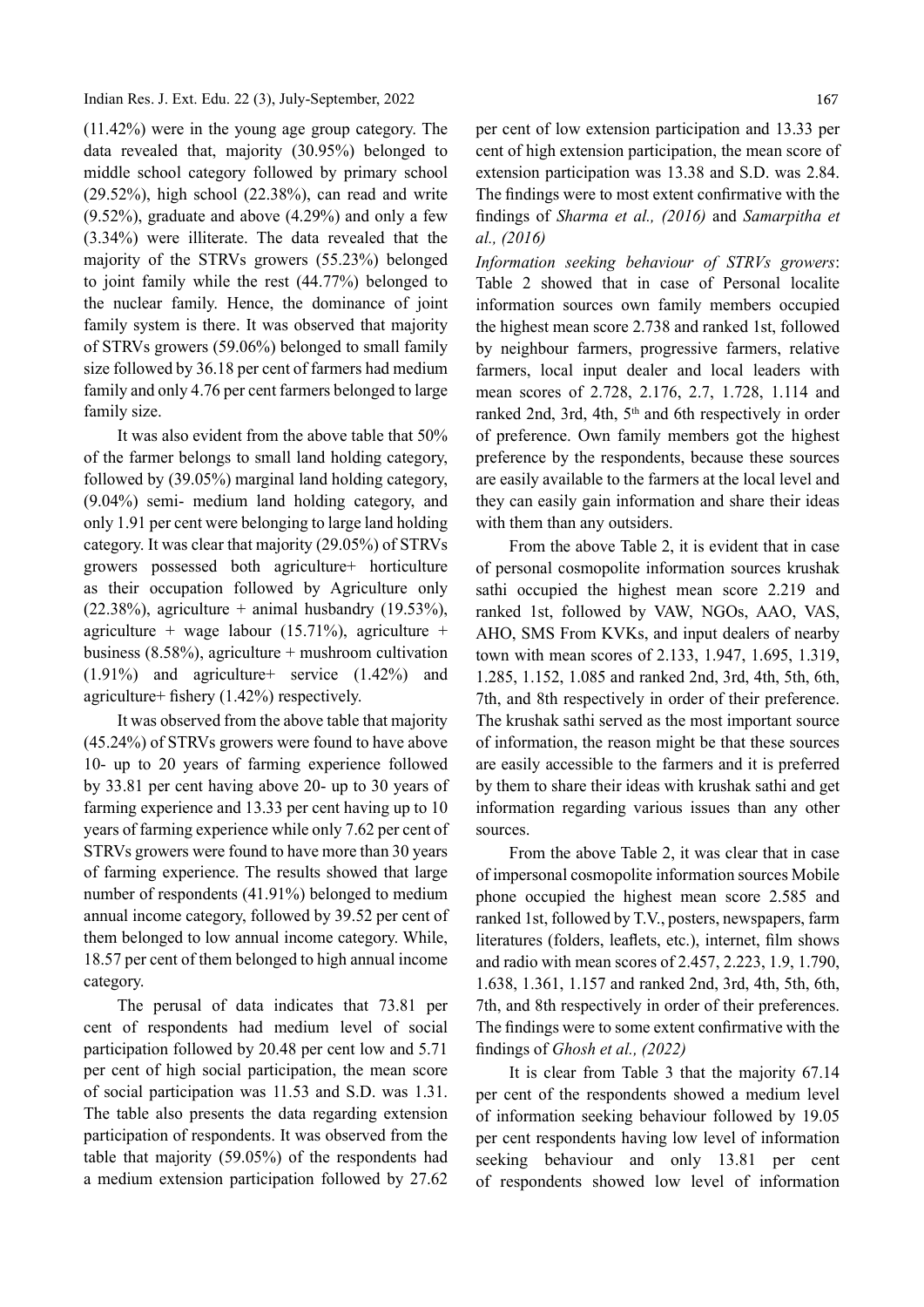(11.42%) were in the young age group category. The data revealed that, majority (30.95%) belonged to middle school category followed by primary school (29.52%), high school (22.38%), can read and write (9.52%), graduate and above (4.29%) and only a few (3.34%) were illiterate. The data revealed that the majority of the STRVs growers (55.23%) belonged to joint family while the rest (44.77%) belonged to the nuclear family. Hence, the dominance of joint family system is there. It was observed that majority of STRVs growers (59.06%) belonged to small family size followed by 36.18 per cent of farmers had medium family and only 4.76 per cent farmers belonged to large family size.

It was also evident from the above table that 50% of the farmer belongs to small land holding category, followed by (39.05%) marginal land holding category, (9.04%) semi- medium land holding category, and only 1.91 per cent were belonging to large land holding category. It was clear that majority (29.05%) of STRVs growers possessed both agriculture+ horticulture as their occupation followed by Agriculture only (22.38%), agriculture + animal husbandry (19.53%), agriculture + wage labour (15.71%), agriculture + business (8.58%), agriculture + mushroom cultivation (1.91%) and agriculture+ service (1.42%) and agriculture+ fishery (1.42%) respectively.

It was observed from the above table that majority (45.24%) of STRVs growers were found to have above 10- up to 20 years of farming experience followed by 33.81 per cent having above 20- up to 30 years of farming experience and 13.33 per cent having up to 10 years of farming experience while only 7.62 per cent of STRVs growers were found to have more than 30 years of farming experience. The results showed that large number of respondents (41.91%) belonged to medium annual income category, followed by 39.52 per cent of them belonged to low annual income category. While, 18.57 per cent of them belonged to high annual income category.

The perusal of data indicates that 73.81 per cent of respondents had medium level of social participation followed by 20.48 per cent low and 5.71 per cent of high social participation, the mean score of social participation was 11.53 and S.D. was 1.31. The table also presents the data regarding extension participation of respondents. It was observed from the table that majority (59.05%) of the respondents had a medium extension participation followed by 27.62 per cent of low extension participation and 13.33 per cent of high extension participation, the mean score of extension participation was 13.38 and S.D. was 2.84. The findings were to most extent confirmative with the findings of *Sharma et al., (2016)* and *Samarpitha et al., (2016)*

*Information seeking behaviour of STRVs growers*: Table 2 showed that in case of Personal localite information sources own family members occupied the highest mean score 2.738 and ranked 1st, followed by neighbour farmers, progressive farmers, relative farmers, local input dealer and local leaders with mean scores of 2.728, 2.176, 2.7, 1.728, 1.114 and ranked 2nd, 3rd, 4th, 5th and 6th respectively in order of preference. Own family members got the highest preference by the respondents, because these sources are easily available to the farmers at the local level and they can easily gain information and share their ideas with them than any outsiders.

From the above Table 2, it is evident that in case of personal cosmopolite information sources krushak sathi occupied the highest mean score 2.219 and ranked 1st, followed by VAW, NGOs, AAO, VAS, AHO, SMS From KVKs, and input dealers of nearby town with mean scores of 2.133, 1.947, 1.695, 1.319, 1.285, 1.152, 1.085 and ranked 2nd, 3rd, 4th, 5th, 6th, 7th, and 8th respectively in order of their preference. The krushak sathi served as the most important source of information, the reason might be that these sources are easily accessible to the farmers and it is preferred by them to share their ideas with krushak sathi and get information regarding various issues than any other sources.

From the above Table 2, it was clear that in case of impersonal cosmopolite information sources Mobile phone occupied the highest mean score 2.585 and ranked 1st, followed by T.V., posters, newspapers, farm literatures (folders, leaflets, etc.), internet, film shows and radio with mean scores of 2.457, 2.223, 1.9, 1.790, 1.638, 1.361, 1.157 and ranked 2nd, 3rd, 4th, 5th, 6th, 7th, and 8th respectively in order of their preferences. The findings were to some extent confirmative with the findings of *Ghosh et al., (2022)*

It is clear from Table 3 that the majority 67.14 per cent of the respondents showed a medium level of information seeking behaviour followed by 19.05 per cent respondents having low level of information seeking behaviour and only 13.81 per cent of respondents showed low level of information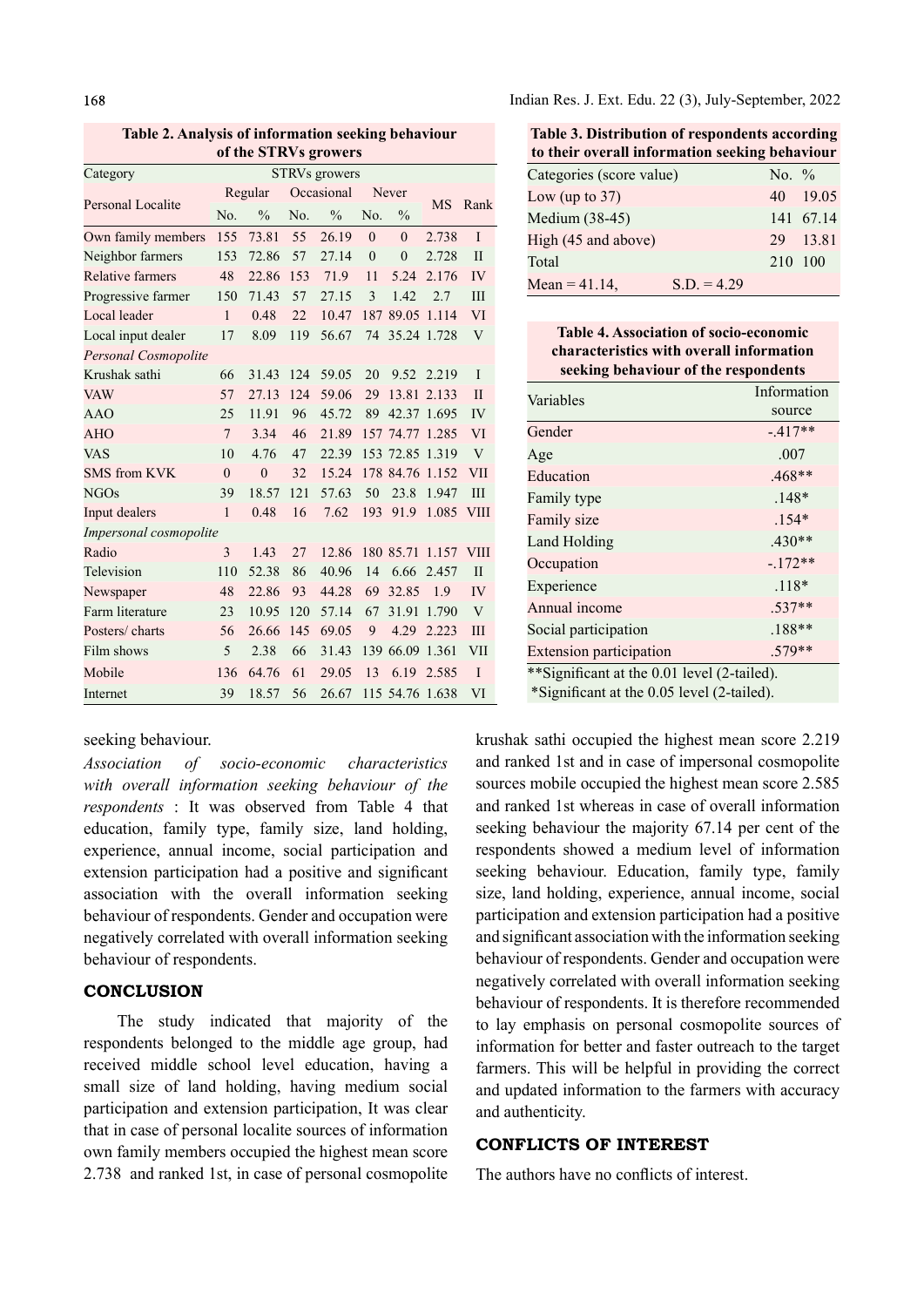**Table 2. Analysis of information seeking behaviour of the STRVs growers**

| Category | STRVs growers | | | | | | | |
|---|---|---|---|---|---|---|---|---|
| Personal Localite | Regular | | Occasional | | Never | | MS | Rank |
| | No. | % | No. | % | No. | % | | |
| Own family members | 155 | 73.81 | 55 | 26.19 | 0 | 0 | 2.738 | I |
| Neighbor farmers | 153 | 72.86 | 57 | 27.14 | 0 | 0 | 2.728 | II |
| Relative farmers | 48 | 22.86 | 153 | 71.9 | 11 | 5.24 | 2.176 | IV |
| Progressive farmer | 150 | 71.43 | 57 | 27.15 | 3 | 1.42 | 2.7 | III |
| Local leader | 1 | 0.48 | 22 | 10.47 | 187 | 89.05 | 1.114 | VI |
| Local input dealer | 17 | 8.09 | 119 | 56.67 | 74 | 35.24 | 1.728 | V |
| *Personal Cosmopolite* | | | | | | | | |
| Krushak sathi | 66 | 31.43 | 124 | 59.05 | 20 | 9.52 | 2.219 | I |
| VAW | 57 | 27.13 | 124 | 59.06 | 29 | 13.81 | 2.133 | II |
| AAO | 25 | 11.91 | 96 | 45.72 | 89 | 42.37 | 1.695 | IV |
| AHO | 7 | 3.34 | 46 | 21.89 | 157 | 74.77 | 1.285 | VI |
| VAS | 10 | 4.76 | 47 | 22.39 | 153 | 72.85 | 1.319 | V |
| SMS from KVK | 0 | 0 | 32 | 15.24 | 178 | 84.76 | 1.152 | VII |
| NGOs | 39 | 18.57 | 121 | 57.63 | 50 | 23.8 | 1.947 | III |
| Input dealers | 1 | 0.48 | 16 | 7.62 | 193 | 91.9 | 1.085 | VIII |
| *Impersonal cosmopolite* | | | | | | | | |
| Radio | 3 | 1.43 | 27 | 12.86 | 180 | 85.71 | 1.157 | VIII |
| Television | 110 | 52.38 | 86 | 40.96 | 14 | 6.66 | 2.457 | II |
| Newspaper | 48 | 22.86 | 93 | 44.28 | 69 | 32.85 | 1.9 | IV |
| Farm literature | 23 | 10.95 | 120 | 57.14 | 67 | 31.91 | 1.790 | V |
| Posters/ charts | 56 | 26.66 | 145 | 69.05 | 9 | 4.29 | 2.223 | III |
| Film shows | 5 | 2.38 | 66 | 31.43 | 139 | 66.09 | 1.361 | VII |
| Mobile | 136 | 64.76 | 61 | 29.05 | 13 | 6.19 | 2.585 | I |
| Internet | 39 | 18.57 | 56 | 26.67 | 115 | 54.76 | 1.638 | VI |

**Table 3. Distribution of respondents according to their overall information seeking behaviour**

| Categories (score value) | No. | % |
|---|---|---|
| Low (up to 37) | 40 | 19.05 |
| Medium (38-45) | 141 | 67.14 |
| High (45 and above) | 29 | 13.81 |
| Total | 210 | 100 |
| Mean = 41.14, S.D. = 4.29 | | |

**Table 4. Association of socio-economic characteristics with overall information seeking behaviour of the respondents**

| Variables | Information source |
|---|---|
| Gender | -.417** |
| Age | .007 |
| Education | .468** |
| Family type | .148* |
| Family size | .154* |
| Land Holding | .430** |
| Occupation | -.172** |
| Experience | .118* |
| Annual income | .537** |
| Social participation | .188** |
| Extension participation | .579** |

**Significant at the 0.01 level (2-tailed).
*Significant at the 0.05 level (2-tailed).

seeking behaviour.

*Association of socio-economic characteristics with overall information seeking behaviour of the respondents* : It was observed from Table 4 that education, family type, family size, land holding, experience, annual income, social participation and extension participation had a positive and significant association with the overall information seeking behaviour of respondents. Gender and occupation were negatively correlated with overall information seeking behaviour of respondents.

## CONCLUSION

The study indicated that majority of the respondents belonged to the middle age group, had received middle school level education, having a small size of land holding, having medium social participation and extension participation, It was clear that in case of personal localite sources of information own family members occupied the highest mean score 2.738 and ranked 1st, in case of personal cosmopolite krushak sathi occupied the highest mean score 2.219 and ranked 1st and in case of impersonal cosmopolite sources mobile occupied the highest mean score 2.585 and ranked 1st whereas in case of overall information seeking behaviour the majority 67.14 per cent of the respondents showed a medium level of information seeking behaviour. Education, family type, family size, land holding, experience, annual income, social participation and extension participation had a positive and significant association with the information seeking behaviour of respondents. Gender and occupation were negatively correlated with overall information seeking behaviour of respondents. It is therefore recommended to lay emphasis on personal cosmopolite sources of information for better and faster outreach to the target farmers. This will be helpful in providing the correct and updated information to the farmers with accuracy and authenticity.

## CONFLICTS OF INTEREST

The authors have no conflicts of interest.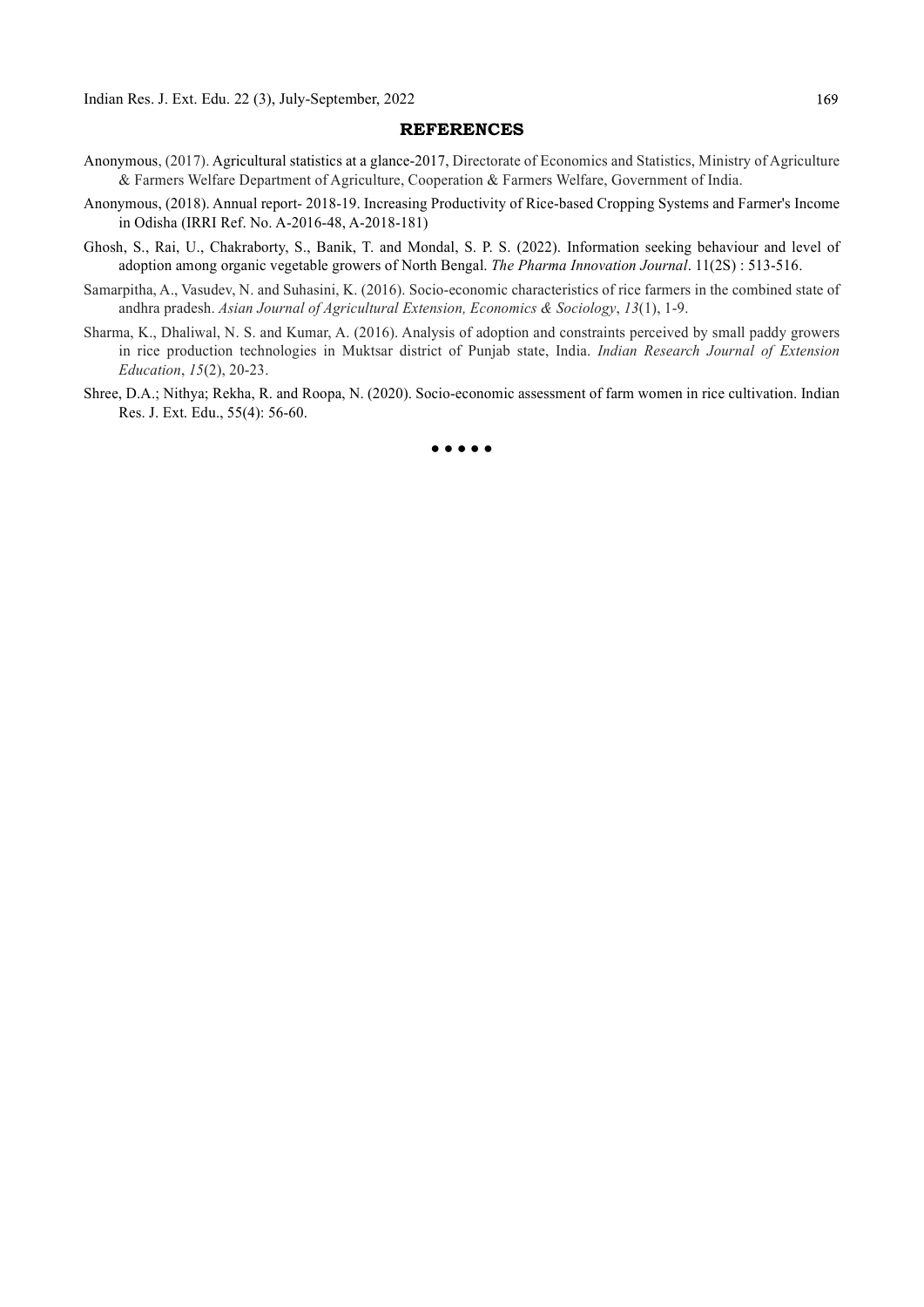## REFERENCES

Anonymous, (2017). Agricultural statistics at a glance-2017, Directorate of Economics and Statistics, Ministry of Agriculture & Farmers Welfare Department of Agriculture, Cooperation & Farmers Welfare, Government of India.

Anonymous, (2018). Annual report- 2018-19. Increasing Productivity of Rice-based Cropping Systems and Farmer's Income in Odisha (IRRI Ref. No. A-2016-48, A-2018-181)

Ghosh, S., Rai, U., Chakraborty, S., Banik, T. and Mondal, S. P. S. (2022). Information seeking behaviour and level of adoption among organic vegetable growers of North Bengal. *The Pharma Innovation Journal*. 11(2S) : 513-516.

Samarpitha, A., Vasudev, N. and Suhasini, K. (2016). Socio-economic characteristics of rice farmers in the combined state of andhra pradesh. *Asian Journal of Agricultural Extension, Economics & Sociology*, *13*(1), 1-9.

Sharma, K., Dhaliwal, N. S. and Kumar, A. (2016). Analysis of adoption and constraints perceived by small paddy growers in rice production technologies in Muktsar district of Punjab state, India. *Indian Research Journal of Extension Education*, *15*(2), 20-23.

Shree, D.A.; Nithya; Rekha, R. and Roopa, N. (2020). Socio-economic assessment of farm women in rice cultivation. Indian Res. J. Ext. Edu., 55(4): 56-60.

• • • • •